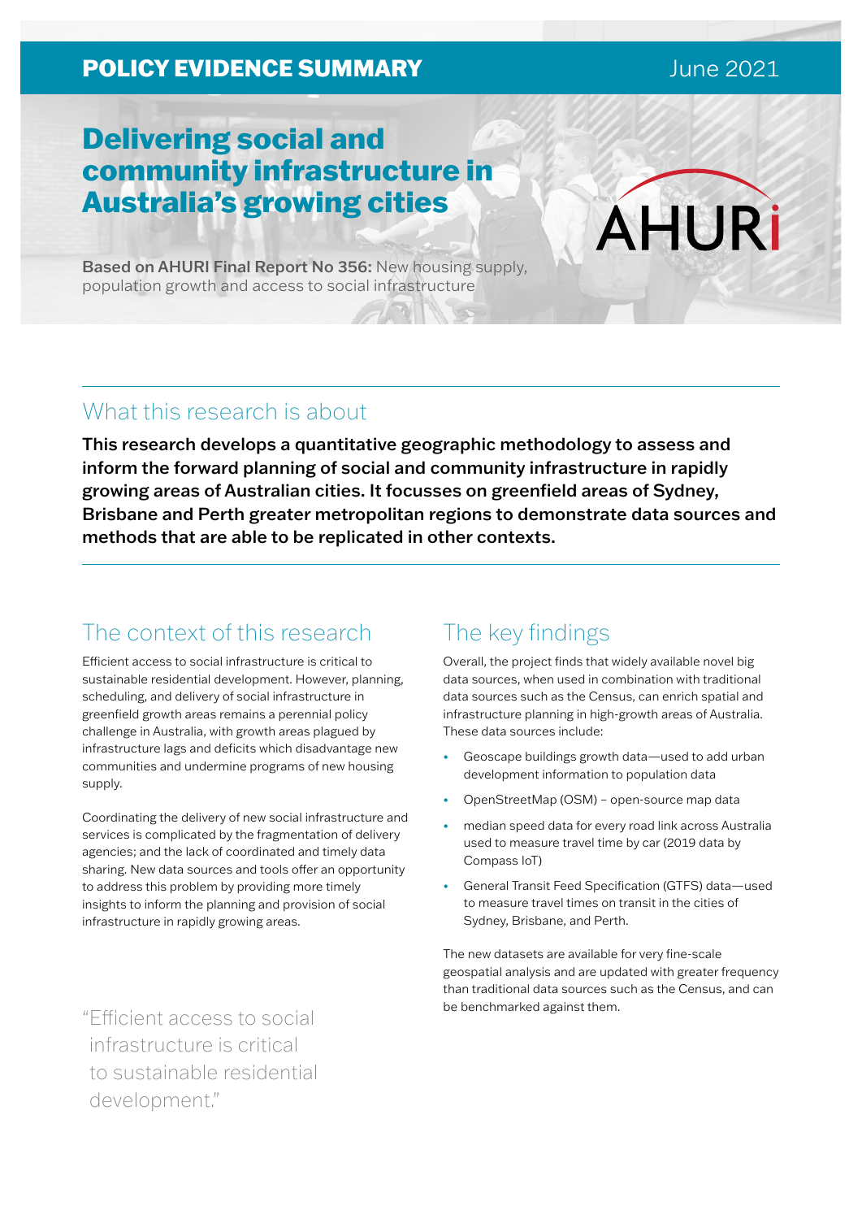**POLICY EVIDENCE SUMMARY** June 2021

# Delivering social and community infrastructure in Australia's growing cities

AHURI

**Based on AHURI Final Report No 356:** New housing supply, population growth and access to social infrastructure

## What this research is about

**This research develops a quantitative geographic methodology to assess and inform the forward planning of social and community infrastructure in rapidly growing areas of Australian cities. It focusses on greenfield areas of Sydney, Brisbane and Perth greater metropolitan regions to demonstrate data sources and methods that are able to be replicated in other contexts.**

## The context of this research

Efficient access to social infrastructure is critical to sustainable residential development. However, planning, scheduling, and delivery of social infrastructure in greenfield growth areas remains a perennial policy challenge in Australia, with growth areas plagued by infrastructure lags and deficits which disadvantage new communities and undermine programs of new housing supply.

Coordinating the delivery of new social infrastructure and services is complicated by the fragmentation of delivery agencies; and the lack of coordinated and timely data sharing. New data sources and tools offer an opportunity to address this problem by providing more timely insights to inform the planning and provision of social infrastructure in rapidly growing areas.

"Efficient access to social infrastructure is critical to sustainable residential development."

## The key findings

Overall, the project finds that widely available novel big data sources, when used in combination with traditional data sources such as the Census, can enrich spatial and infrastructure planning in high-growth areas of Australia. These data sources include:

- Geoscape buildings growth data—used to add urban development information to population data
- OpenStreetMap (OSM) – open-source map data
- median speed data for every road link across Australia used to measure travel time by car (2019 data by Compass IoT)
- General Transit Feed Specification (GTFS) data—used to measure travel times on transit in the cities of Sydney, Brisbane, and Perth.

The new datasets are available for very fine-scale geospatial analysis and are updated with greater frequency than traditional data sources such as the Census, and can be benchmarked against them.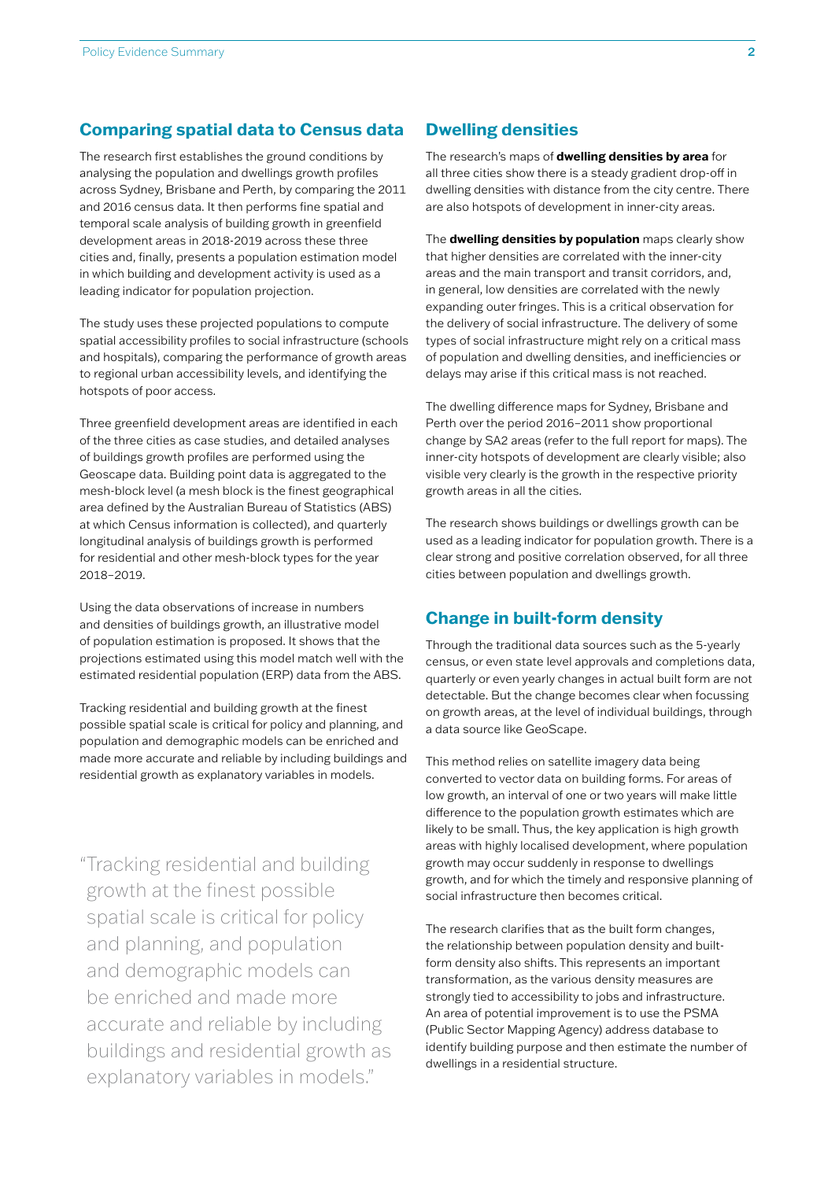## Comparing spatial data to Census data

The research first establishes the ground conditions by analysing the population and dwellings growth profiles across Sydney, Brisbane and Perth, by comparing the 2011 and 2016 census data. It then performs fine spatial and temporal scale analysis of building growth in greenfield development areas in 2018-2019 across these three cities and, finally, presents a population estimation model in which building and development activity is used as a leading indicator for population projection.

The study uses these projected populations to compute spatial accessibility profiles to social infrastructure (schools and hospitals), comparing the performance of growth areas to regional urban accessibility levels, and identifying the hotspots of poor access.

Three greenfield development areas are identified in each of the three cities as case studies, and detailed analyses of buildings growth profiles are performed using the Geoscape data. Building point data is aggregated to the mesh-block level (a mesh block is the finest geographical area defined by the Australian Bureau of Statistics (ABS) at which Census information is collected), and quarterly longitudinal analysis of buildings growth is performed for residential and other mesh-block types for the year 2018–2019.

Using the data observations of increase in numbers and densities of buildings growth, an illustrative model of population estimation is proposed. It shows that the projections estimated using this model match well with the estimated residential population (ERP) data from the ABS.

Tracking residential and building growth at the finest possible spatial scale is critical for policy and planning, and population and demographic models can be enriched and made more accurate and reliable by including buildings and residential growth as explanatory variables in models.

> "Tracking residential and building growth at the finest possible spatial scale is critical for policy and planning, and population and demographic models can be enriched and made more accurate and reliable by including buildings and residential growth as explanatory variables in models."

## Dwelling densities

The research's maps of **dwelling densities by area** for all three cities show there is a steady gradient drop-off in dwelling densities with distance from the city centre. There are also hotspots of development in inner-city areas.

The **dwelling densities by population** maps clearly show that higher densities are correlated with the inner-city areas and the main transport and transit corridors, and, in general, low densities are correlated with the newly expanding outer fringes. This is a critical observation for the delivery of social infrastructure. The delivery of some types of social infrastructure might rely on a critical mass of population and dwelling densities, and inefficiencies or delays may arise if this critical mass is not reached.

The dwelling difference maps for Sydney, Brisbane and Perth over the period 2016–2011 show proportional change by SA2 areas (refer to the full report for maps). The inner-city hotspots of development are clearly visible; also visible very clearly is the growth in the respective priority growth areas in all the cities.

The research shows buildings or dwellings growth can be used as a leading indicator for population growth. There is a clear strong and positive correlation observed, for all three cities between population and dwellings growth.

## Change in built-form density

Through the traditional data sources such as the 5-yearly census, or even state level approvals and completions data, quarterly or even yearly changes in actual built form are not detectable. But the change becomes clear when focussing on growth areas, at the level of individual buildings, through a data source like GeoScape.

This method relies on satellite imagery data being converted to vector data on building forms. For areas of low growth, an interval of one or two years will make little difference to the population growth estimates which are likely to be small. Thus, the key application is high growth areas with highly localised development, where population growth may occur suddenly in response to dwellings growth, and for which the timely and responsive planning of social infrastructure then becomes critical.

The research clarifies that as the built form changes, the relationship between population density and built-form density also shifts. This represents an important transformation, as the various density measures are strongly tied to accessibility to jobs and infrastructure. An area of potential improvement is to use the PSMA (Public Sector Mapping Agency) address database to identify building purpose and then estimate the number of dwellings in a residential structure.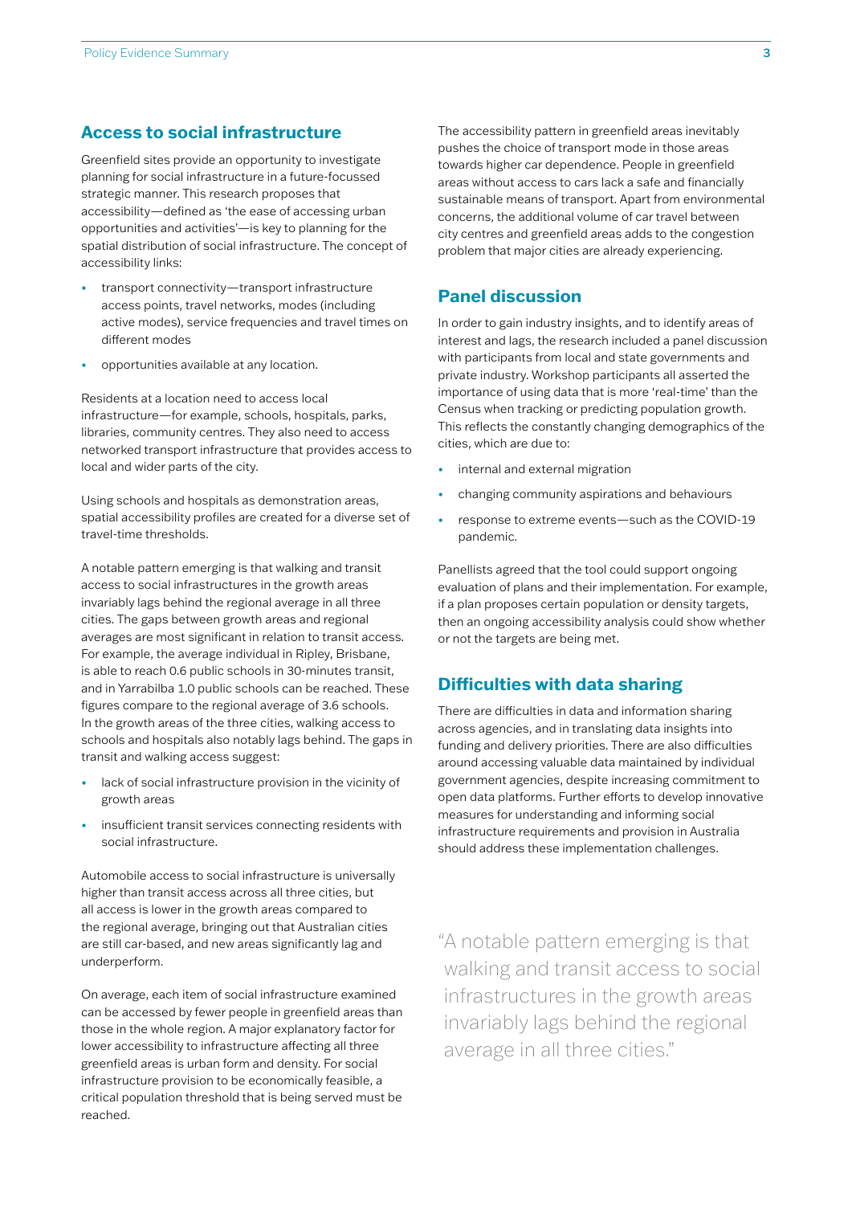## Access to social infrastructure

Greenfield sites provide an opportunity to investigate planning for social infrastructure in a future-focussed strategic manner. This research proposes that accessibility—defined as 'the ease of accessing urban opportunities and activities'—is key to planning for the spatial distribution of social infrastructure. The concept of accessibility links:

- transport connectivity—transport infrastructure access points, travel networks, modes (including active modes), service frequencies and travel times on different modes
- opportunities available at any location.

Residents at a location need to access local infrastructure—for example, schools, hospitals, parks, libraries, community centres. They also need to access networked transport infrastructure that provides access to local and wider parts of the city.

Using schools and hospitals as demonstration areas, spatial accessibility profiles are created for a diverse set of travel-time thresholds.

A notable pattern emerging is that walking and transit access to social infrastructures in the growth areas invariably lags behind the regional average in all three cities. The gaps between growth areas and regional averages are most significant in relation to transit access. For example, the average individual in Ripley, Brisbane, is able to reach 0.6 public schools in 30-minutes transit, and in Yarrabilba 1.0 public schools can be reached. These figures compare to the regional average of 3.6 schools. In the growth areas of the three cities, walking access to schools and hospitals also notably lags behind. The gaps in transit and walking access suggest:

- lack of social infrastructure provision in the vicinity of growth areas
- insufficient transit services connecting residents with social infrastructure.

Automobile access to social infrastructure is universally higher than transit access across all three cities, but all access is lower in the growth areas compared to the regional average, bringing out that Australian cities are still car-based, and new areas significantly lag and underperform.

On average, each item of social infrastructure examined can be accessed by fewer people in greenfield areas than those in the whole region. A major explanatory factor for lower accessibility to infrastructure affecting all three greenfield areas is urban form and density. For social infrastructure provision to be economically feasible, a critical population threshold that is being served must be reached.

The accessibility pattern in greenfield areas inevitably pushes the choice of transport mode in those areas towards higher car dependence. People in greenfield areas without access to cars lack a safe and financially sustainable means of transport. Apart from environmental concerns, the additional volume of car travel between city centres and greenfield areas adds to the congestion problem that major cities are already experiencing.

## Panel discussion

In order to gain industry insights, and to identify areas of interest and lags, the research included a panel discussion with participants from local and state governments and private industry. Workshop participants all asserted the importance of using data that is more 'real-time' than the Census when tracking or predicting population growth. This reflects the constantly changing demographics of the cities, which are due to:

- internal and external migration
- changing community aspirations and behaviours
- response to extreme events—such as the COVID-19 pandemic.

Panellists agreed that the tool could support ongoing evaluation of plans and their implementation. For example, if a plan proposes certain population or density targets, then an ongoing accessibility analysis could show whether or not the targets are being met.

## Difficulties with data sharing

There are difficulties in data and information sharing across agencies, and in translating data insights into funding and delivery priorities. There are also difficulties around accessing valuable data maintained by individual government agencies, despite increasing commitment to open data platforms. Further efforts to develop innovative measures for understanding and informing social infrastructure requirements and provision in Australia should address these implementation challenges.

> "A notable pattern emerging is that walking and transit access to social infrastructures in the growth areas invariably lags behind the regional average in all three cities."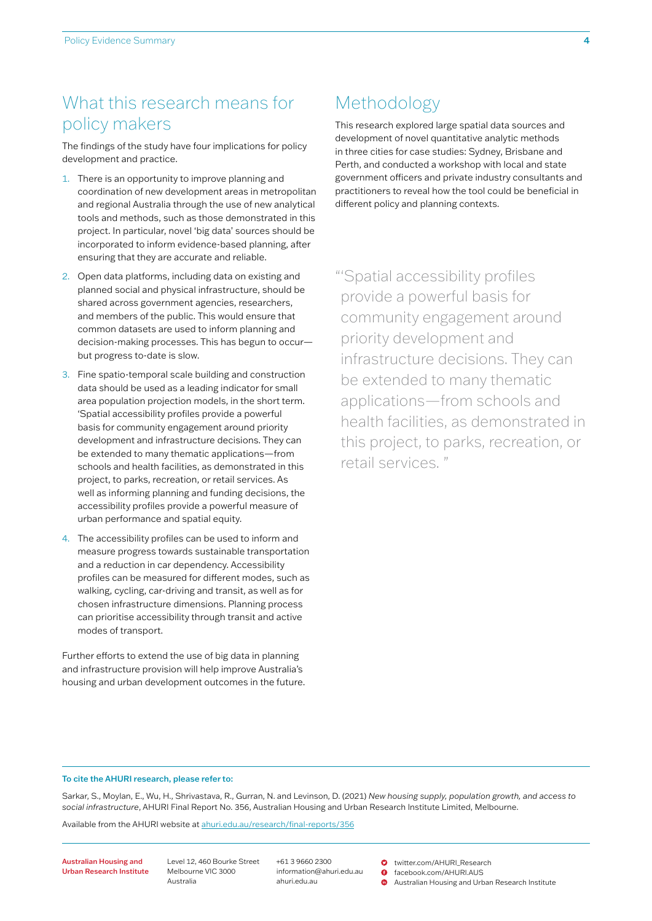## What this research means for policy makers

The findings of the study have four implications for policy development and practice.

1. There is an opportunity to improve planning and coordination of new development areas in metropolitan and regional Australia through the use of new analytical tools and methods, such as those demonstrated in this project. In particular, novel 'big data' sources should be incorporated to inform evidence-based planning, after ensuring that they are accurate and reliable.
2. Open data platforms, including data on existing and planned social and physical infrastructure, should be shared across government agencies, researchers, and members of the public. This would ensure that common datasets are used to inform planning and decision-making processes. This has begun to occur—but progress to-date is slow.
3. Fine spatio-temporal scale building and construction data should be used as a leading indicator for small area population projection models, in the short term. 'Spatial accessibility profiles provide a powerful basis for community engagement around priority development and infrastructure decisions. They can be extended to many thematic applications—from schools and health facilities, as demonstrated in this project, to parks, recreation, or retail services. As well as informing planning and funding decisions, the accessibility profiles provide a powerful measure of urban performance and spatial equity.
4. The accessibility profiles can be used to inform and measure progress towards sustainable transportation and a reduction in car dependency. Accessibility profiles can be measured for different modes, such as walking, cycling, car-driving and transit, as well as for chosen infrastructure dimensions. Planning process can prioritise accessibility through transit and active modes of transport.

Further efforts to extend the use of big data in planning and infrastructure provision will help improve Australia's housing and urban development outcomes in the future.

## Methodology

This research explored large spatial data sources and development of novel quantitative analytic methods in three cities for case studies: Sydney, Brisbane and Perth, and conducted a workshop with local and state government officers and private industry consultants and practitioners to reveal how the tool could be beneficial in different policy and planning contexts.

> "'Spatial accessibility profiles provide a powerful basis for community engagement around priority development and infrastructure decisions. They can be extended to many thematic applications—from schools and health facilities, as demonstrated in this project, to parks, recreation, or retail services."

**To cite the AHURI research, please refer to:**

Sarkar, S., Moylan, E., Wu, H., Shrivastava, R., Gurran, N. and Levinson, D. (2021) *New housing supply, population growth, and access to social infrastructure*, AHURI Final Report No. 356, Australian Housing and Urban Research Institute Limited, Melbourne.

Available from the AHURI website at ahuri.edu.au/research/final-reports/356

**Australian Housing and Urban Research Institute**

Level 12, 460 Bourke Street
Melbourne VIC 3000
Australia

+61 3 9660 2300
information@ahuri.edu.au
ahuri.edu.au

twitter.com/AHURI_Research
facebook.com/AHURI.AUS
Australian Housing and Urban Research Institute